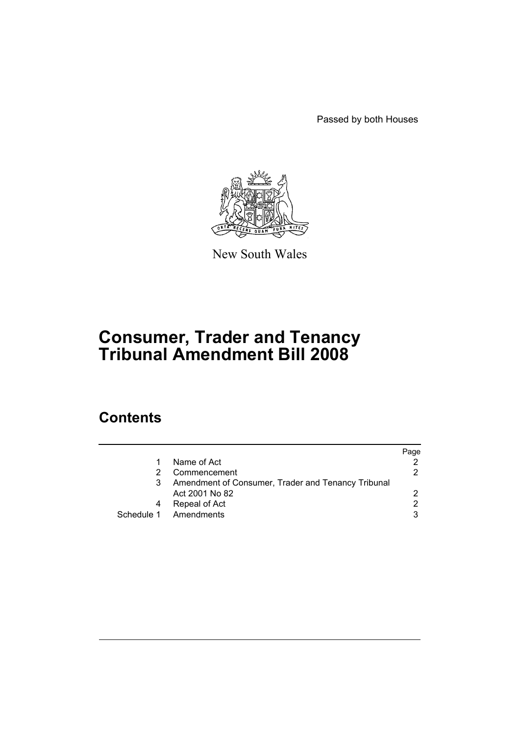Passed by both Houses

New South Wales

# Consumer, Trader and Tenancy Tribunal Amendment Bill 2008

## Contents

| | | Page |
|---|---|---|
| 1 | Name of Act | 2 |
| 2 | Commencement | 2 |
| 3 | Amendment of Consumer, Trader and Tenancy Tribunal Act 2001 No 82 | 2 |
| 4 | Repeal of Act | 2 |
| Schedule 1 | Amendments | 3 |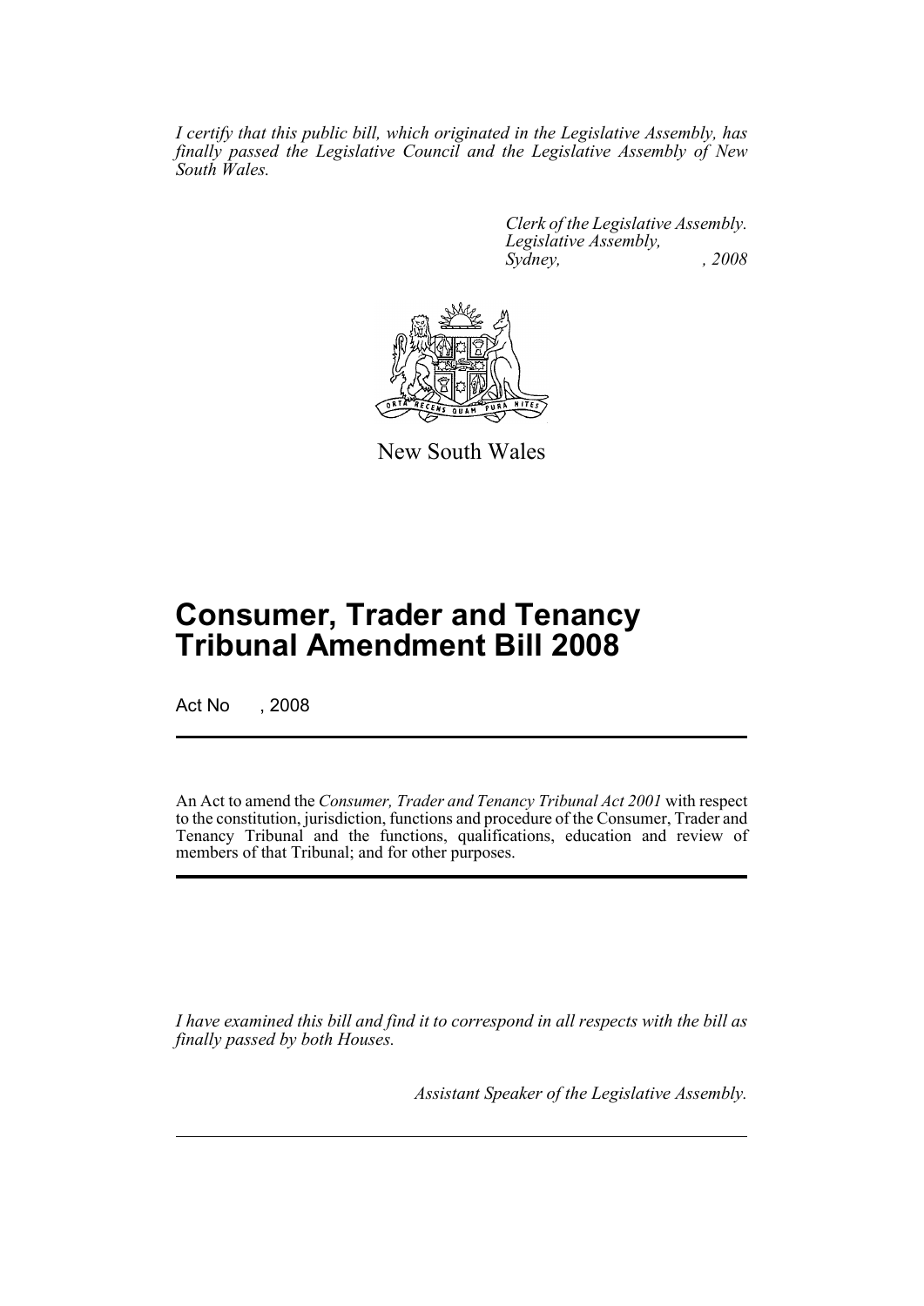*I certify that this public bill, which originated in the Legislative Assembly, has finally passed the Legislative Council and the Legislative Assembly of New South Wales.*

*Clerk of the Legislative Assembly.*
*Legislative Assembly,*
*Sydney, , 2008*

New South Wales

# Consumer, Trader and Tenancy Tribunal Amendment Bill 2008

Act No , 2008

An Act to amend the *Consumer, Trader and Tenancy Tribunal Act 2001* with respect to the constitution, jurisdiction, functions and procedure of the Consumer, Trader and Tenancy Tribunal and the functions, qualifications, education and review of members of that Tribunal; and for other purposes.

*I have examined this bill and find it to correspond in all respects with the bill as finally passed by both Houses.*

*Assistant Speaker of the Legislative Assembly.*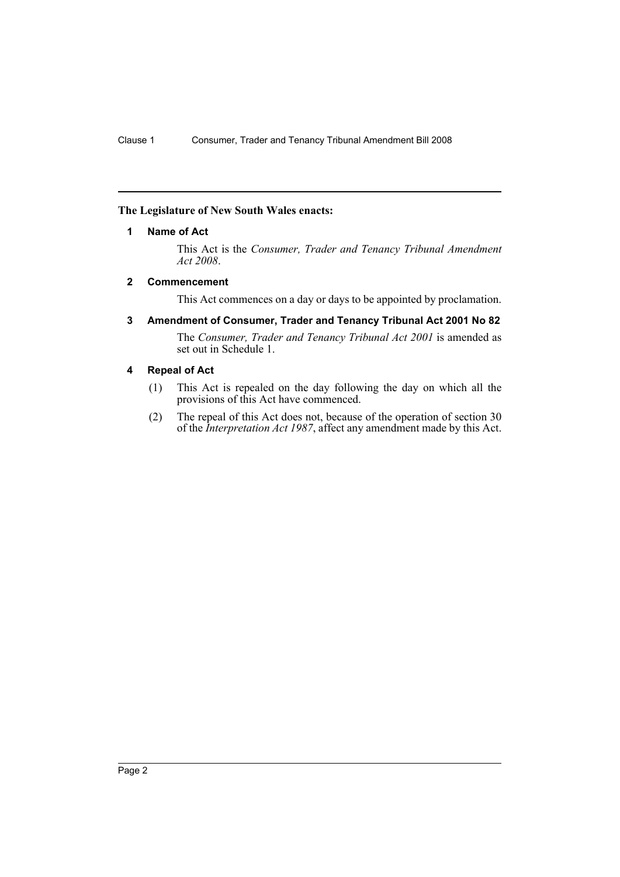**The Legislature of New South Wales enacts:**

### 1 Name of Act

This Act is the *Consumer, Trader and Tenancy Tribunal Amendment Act 2008*.

### 2 Commencement

This Act commences on a day or days to be appointed by proclamation.

### 3 Amendment of Consumer, Trader and Tenancy Tribunal Act 2001 No 82

The *Consumer, Trader and Tenancy Tribunal Act 2001* is amended as set out in Schedule 1.

### 4 Repeal of Act

(1) This Act is repealed on the day following the day on which all the provisions of this Act have commenced.

(2) The repeal of this Act does not, because of the operation of section 30 of the *Interpretation Act 1987*, affect any amendment made by this Act.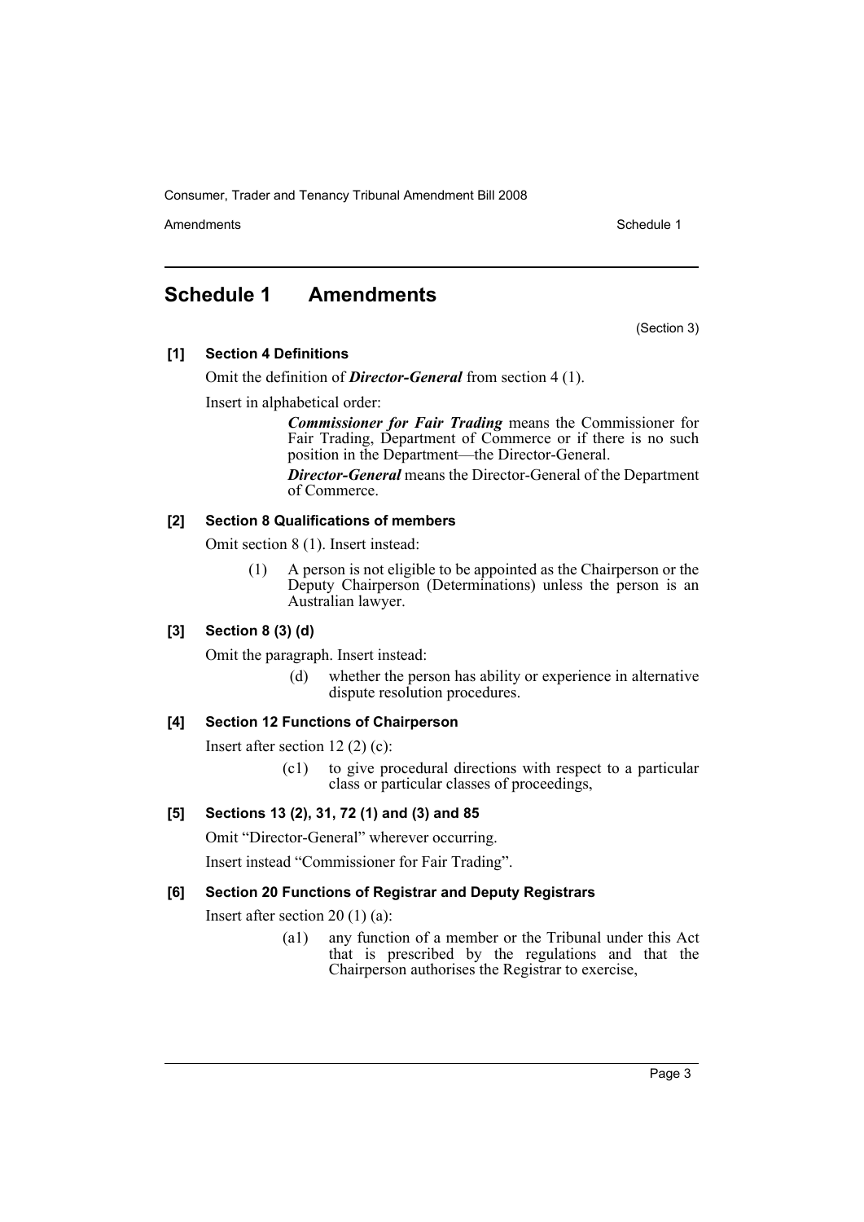## Schedule 1 Amendments

(Section 3)

**[1] Section 4 Definitions**

Omit the definition of ***Director-General*** from section 4 (1).

Insert in alphabetical order:

> ***Commissioner for Fair Trading*** means the Commissioner for Fair Trading, Department of Commerce or if there is no such position in the Department—the Director-General.
>
> ***Director-General*** means the Director-General of the Department of Commerce.

**[2] Section 8 Qualifications of members**

Omit section 8 (1). Insert instead:

> (1) A person is not eligible to be appointed as the Chairperson or the Deputy Chairperson (Determinations) unless the person is an Australian lawyer.

**[3] Section 8 (3) (d)**

Omit the paragraph. Insert instead:

> (d) whether the person has ability or experience in alternative dispute resolution procedures.

**[4] Section 12 Functions of Chairperson**

Insert after section 12 (2) (c):

> (c1) to give procedural directions with respect to a particular class or particular classes of proceedings,

**[5] Sections 13 (2), 31, 72 (1) and (3) and 85**

Omit "Director-General" wherever occurring.

Insert instead "Commissioner for Fair Trading".

**[6] Section 20 Functions of Registrar and Deputy Registrars**

Insert after section 20 (1) (a):

> (a1) any function of a member or the Tribunal under this Act that is prescribed by the regulations and that the Chairperson authorises the Registrar to exercise,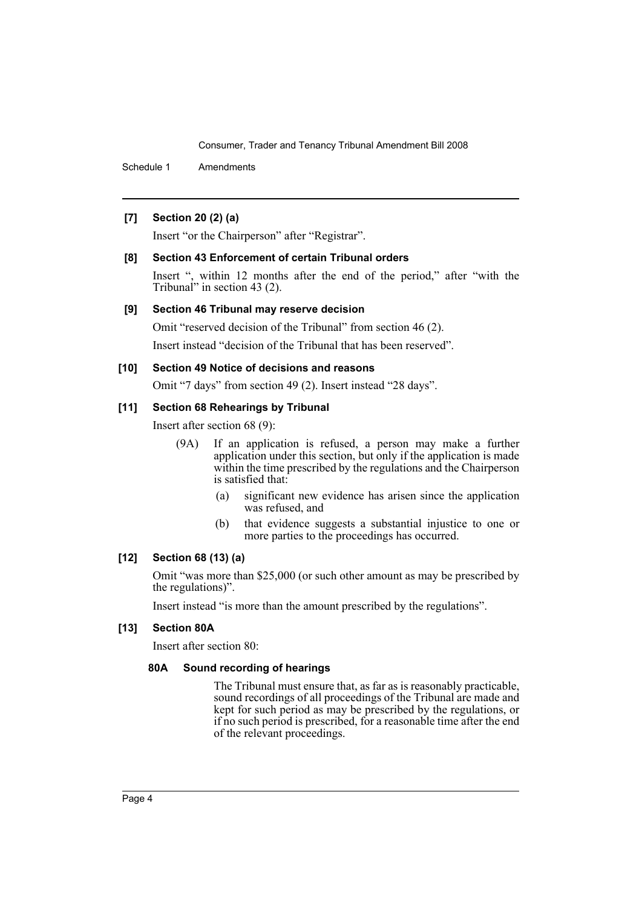**[7] Section 20 (2) (a)**

Insert "or the Chairperson" after "Registrar".

**[8] Section 43 Enforcement of certain Tribunal orders**

Insert ", within 12 months after the end of the period," after "with the Tribunal" in section 43 (2).

**[9] Section 46 Tribunal may reserve decision**

Omit "reserved decision of the Tribunal" from section 46 (2).

Insert instead "decision of the Tribunal that has been reserved".

**[10] Section 49 Notice of decisions and reasons**

Omit "7 days" from section 49 (2). Insert instead "28 days".

**[11] Section 68 Rehearings by Tribunal**

Insert after section 68 (9):

> (9A) If an application is refused, a person may make a further application under this section, but only if the application is made within the time prescribed by the regulations and the Chairperson is satisfied that:
>
> (a) significant new evidence has arisen since the application was refused, and
>
> (b) that evidence suggests a substantial injustice to one or more parties to the proceedings has occurred.

**[12] Section 68 (13) (a)**

Omit "was more than $25,000 (or such other amount as may be prescribed by the regulations)".

Insert instead "is more than the amount prescribed by the regulations".

**[13] Section 80A**

Insert after section 80:

> **80A Sound recording of hearings**
>
> The Tribunal must ensure that, as far as is reasonably practicable, sound recordings of all proceedings of the Tribunal are made and kept for such period as may be prescribed by the regulations, or if no such period is prescribed, for a reasonable time after the end of the relevant proceedings.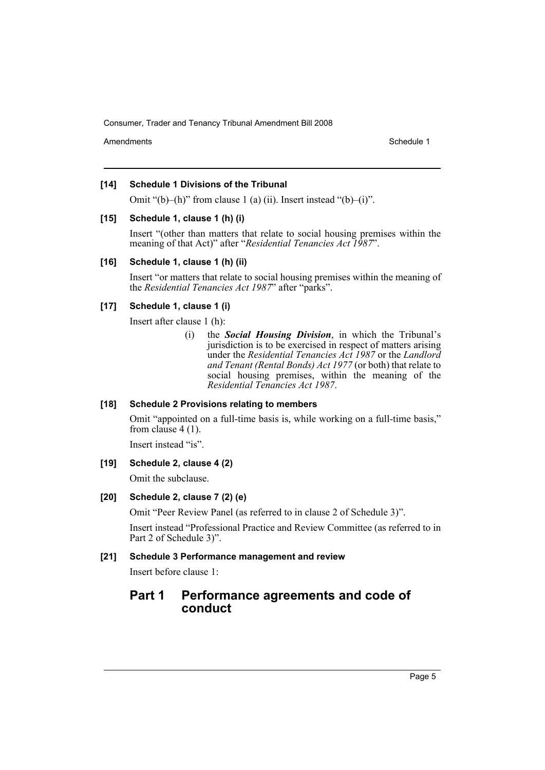**[14] Schedule 1 Divisions of the Tribunal**

Omit "(b)–(h)" from clause 1 (a) (ii). Insert instead "(b)–(i)".

**[15] Schedule 1, clause 1 (h) (i)**

Insert "(other than matters that relate to social housing premises within the meaning of that Act)" after "*Residential Tenancies Act 1987*".

**[16] Schedule 1, clause 1 (h) (ii)**

Insert "or matters that relate to social housing premises within the meaning of the *Residential Tenancies Act 1987*" after "parks".

**[17] Schedule 1, clause 1 (i)**

Insert after clause 1 (h):

> (i) the ***Social Housing Division***, in which the Tribunal's jurisdiction is to be exercised in respect of matters arising under the *Residential Tenancies Act 1987* or the *Landlord and Tenant (Rental Bonds) Act 1977* (or both) that relate to social housing premises, within the meaning of the *Residential Tenancies Act 1987*.

**[18] Schedule 2 Provisions relating to members**

Omit "appointed on a full-time basis is, while working on a full-time basis," from clause 4 (1).

Insert instead "is".

**[19] Schedule 2, clause 4 (2)**

Omit the subclause.

**[20] Schedule 2, clause 7 (2) (e)**

Omit "Peer Review Panel (as referred to in clause 2 of Schedule 3)".

Insert instead "Professional Practice and Review Committee (as referred to in Part 2 of Schedule 3)".

**[21] Schedule 3 Performance management and review**

Insert before clause 1:

## Part 1 Performance agreements and code of conduct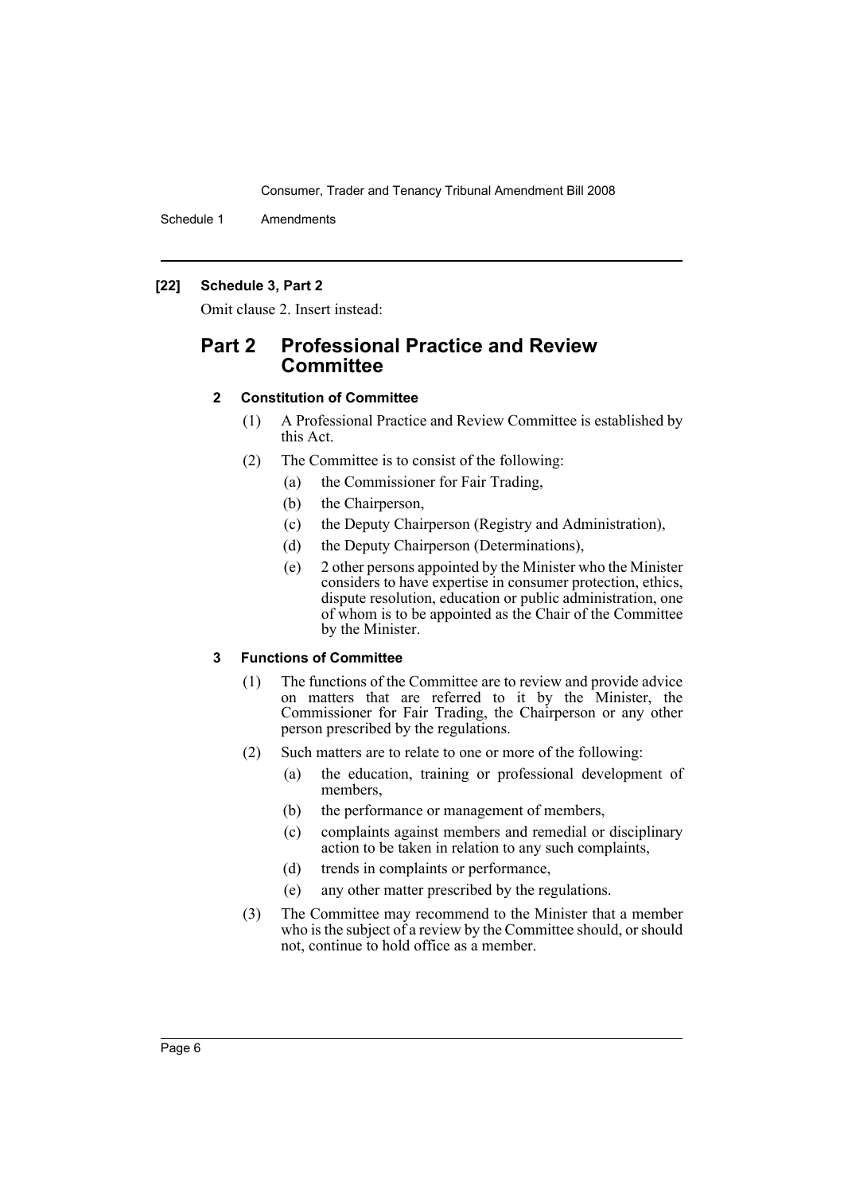**[22] Schedule 3, Part 2**

Omit clause 2. Insert instead:

## Part 2 Professional Practice and Review Committee

### 2 Constitution of Committee

(1) A Professional Practice and Review Committee is established by this Act.

(2) The Committee is to consist of the following:

(a) the Commissioner for Fair Trading,

(b) the Chairperson,

(c) the Deputy Chairperson (Registry and Administration),

(d) the Deputy Chairperson (Determinations),

(e) 2 other persons appointed by the Minister who the Minister considers to have expertise in consumer protection, ethics, dispute resolution, education or public administration, one of whom is to be appointed as the Chair of the Committee by the Minister.

### 3 Functions of Committee

(1) The functions of the Committee are to review and provide advice on matters that are referred to it by the Minister, the Commissioner for Fair Trading, the Chairperson or any other person prescribed by the regulations.

(2) Such matters are to relate to one or more of the following:

(a) the education, training or professional development of members,

(b) the performance or management of members,

(c) complaints against members and remedial or disciplinary action to be taken in relation to any such complaints,

(d) trends in complaints or performance,

(e) any other matter prescribed by the regulations.

(3) The Committee may recommend to the Minister that a member who is the subject of a review by the Committee should, or should not, continue to hold office as a member.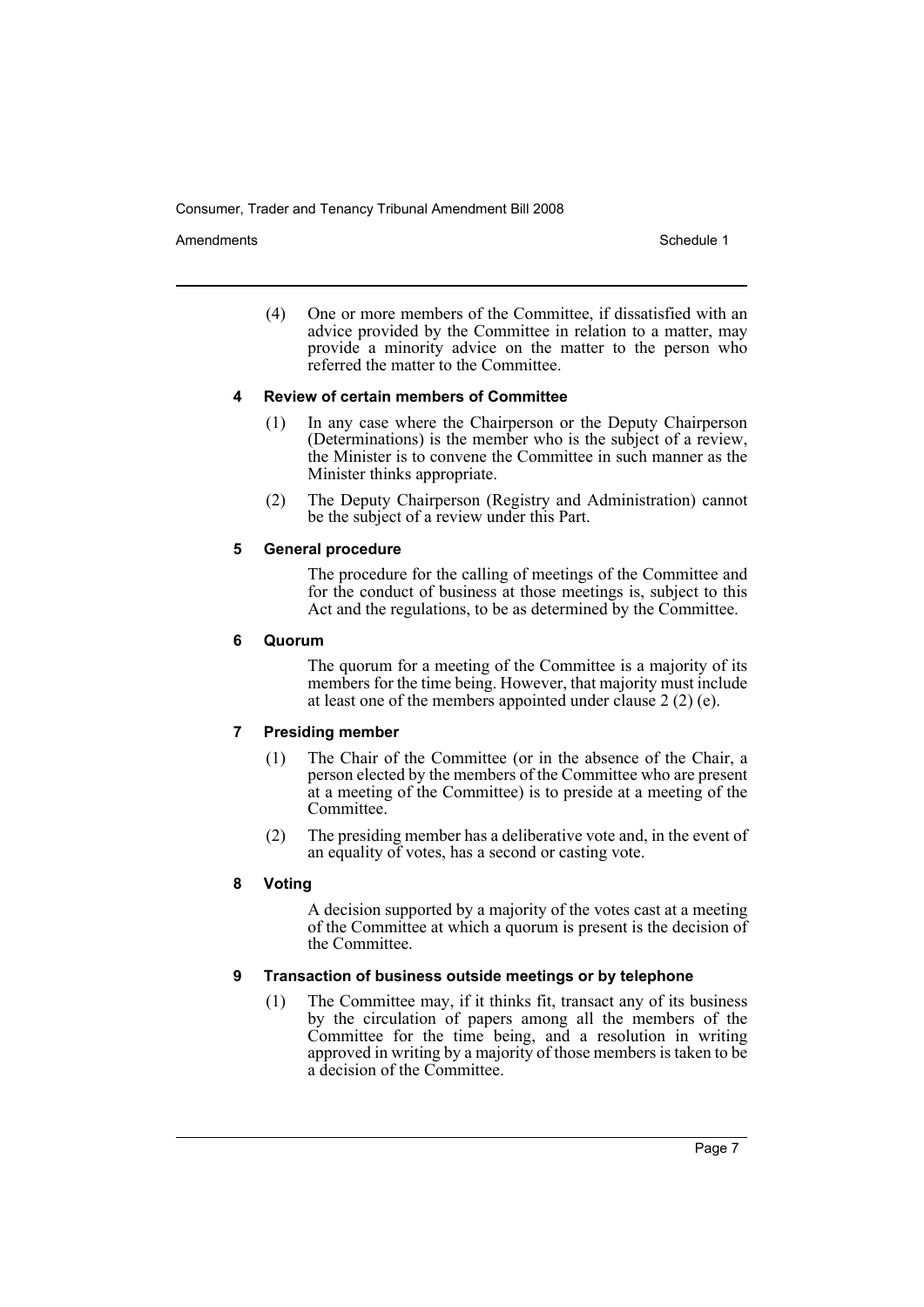(4) One or more members of the Committee, if dissatisfied with an advice provided by the Committee in relation to a matter, may provide a minority advice on the matter to the person who referred the matter to the Committee.

**4 Review of certain members of Committee**

(1) In any case where the Chairperson or the Deputy Chairperson (Determinations) is the member who is the subject of a review, the Minister is to convene the Committee in such manner as the Minister thinks appropriate.

(2) The Deputy Chairperson (Registry and Administration) cannot be the subject of a review under this Part.

**5 General procedure**

The procedure for the calling of meetings of the Committee and for the conduct of business at those meetings is, subject to this Act and the regulations, to be as determined by the Committee.

**6 Quorum**

The quorum for a meeting of the Committee is a majority of its members for the time being. However, that majority must include at least one of the members appointed under clause 2 (2) (e).

**7 Presiding member**

(1) The Chair of the Committee (or in the absence of the Chair, a person elected by the members of the Committee who are present at a meeting of the Committee) is to preside at a meeting of the Committee.

(2) The presiding member has a deliberative vote and, in the event of an equality of votes, has a second or casting vote.

**8 Voting**

A decision supported by a majority of the votes cast at a meeting of the Committee at which a quorum is present is the decision of the Committee.

**9 Transaction of business outside meetings or by telephone**

(1) The Committee may, if it thinks fit, transact any of its business by the circulation of papers among all the members of the Committee for the time being, and a resolution in writing approved in writing by a majority of those members is taken to be a decision of the Committee.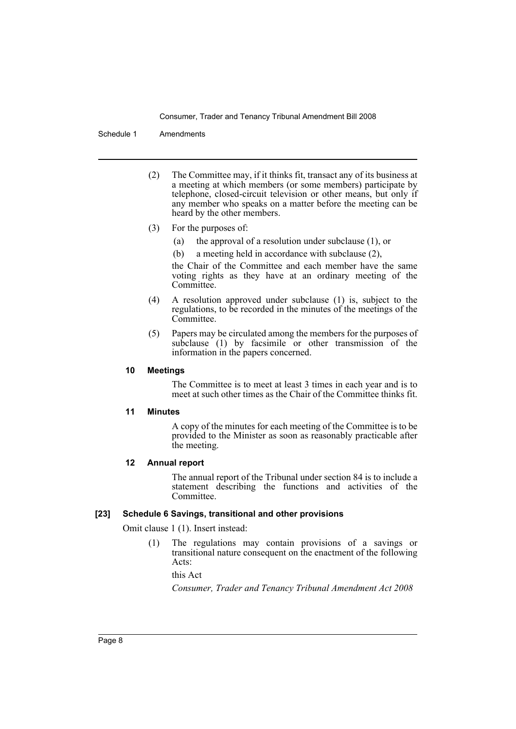(2) The Committee may, if it thinks fit, transact any of its business at a meeting at which members (or some members) participate by telephone, closed-circuit television or other means, but only if any member who speaks on a matter before the meeting can be heard by the other members.

(3) For the purposes of:

- (a) the approval of a resolution under subclause (1), or
- (b) a meeting held in accordance with subclause (2),

the Chair of the Committee and each member have the same voting rights as they have at an ordinary meeting of the Committee.

(4) A resolution approved under subclause (1) is, subject to the regulations, to be recorded in the minutes of the meetings of the Committee.

(5) Papers may be circulated among the members for the purposes of subclause (1) by facsimile or other transmission of the information in the papers concerned.

#### 10 Meetings

The Committee is to meet at least 3 times in each year and is to meet at such other times as the Chair of the Committee thinks fit.

#### 11 Minutes

A copy of the minutes for each meeting of the Committee is to be provided to the Minister as soon as reasonably practicable after the meeting.

#### 12 Annual report

The annual report of the Tribunal under section 84 is to include a statement describing the functions and activities of the Committee.

### [23] Schedule 6 Savings, transitional and other provisions

Omit clause 1 (1). Insert instead:

(1) The regulations may contain provisions of a savings or transitional nature consequent on the enactment of the following Acts:

this Act

*Consumer, Trader and Tenancy Tribunal Amendment Act 2008*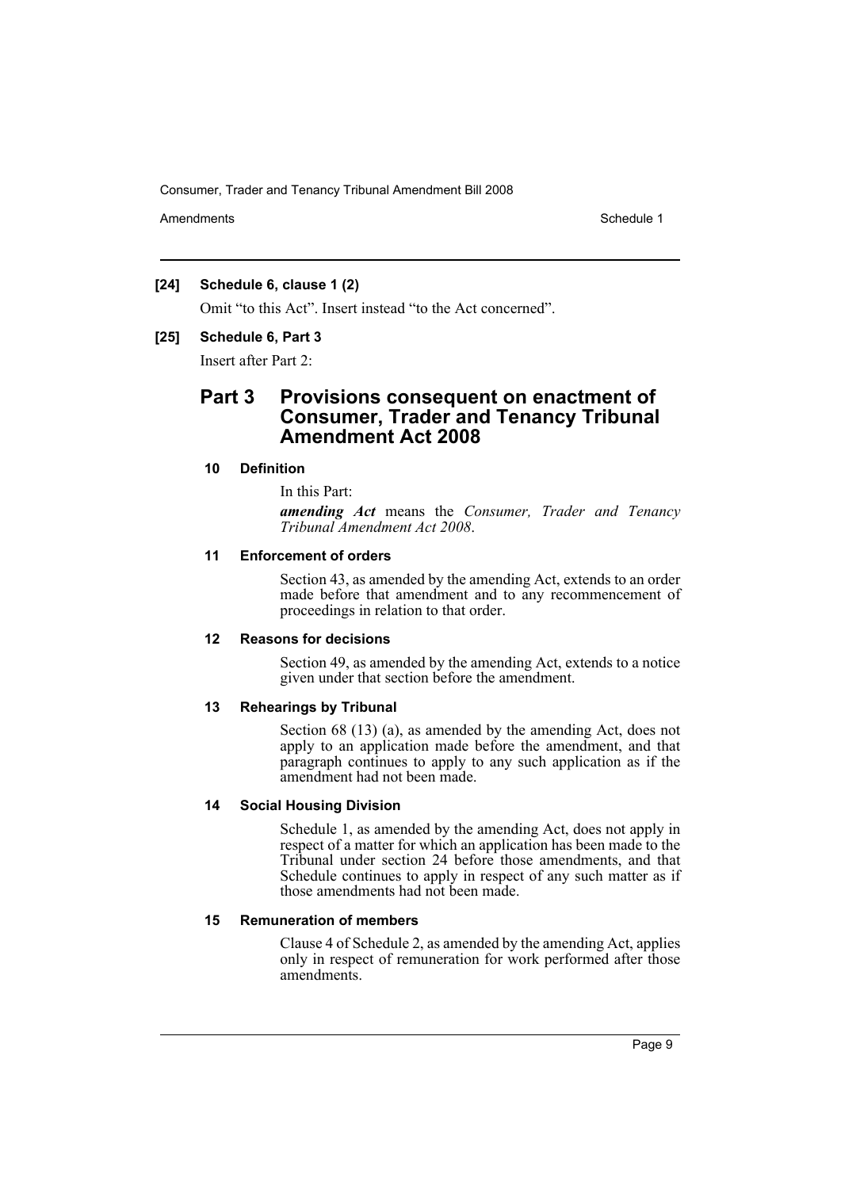**[24] Schedule 6, clause 1 (2)**

Omit "to this Act". Insert instead "to the Act concerned".

**[25] Schedule 6, Part 3**

Insert after Part 2:

## Part 3 Provisions consequent on enactment of Consumer, Trader and Tenancy Tribunal Amendment Act 2008

### 10 Definition

In this Part:

***amending Act*** means the *Consumer, Trader and Tenancy Tribunal Amendment Act 2008*.

### 11 Enforcement of orders

Section 43, as amended by the amending Act, extends to an order made before that amendment and to any recommencement of proceedings in relation to that order.

### 12 Reasons for decisions

Section 49, as amended by the amending Act, extends to a notice given under that section before the amendment.

### 13 Rehearings by Tribunal

Section 68 (13) (a), as amended by the amending Act, does not apply to an application made before the amendment, and that paragraph continues to apply to any such application as if the amendment had not been made.

### 14 Social Housing Division

Schedule 1, as amended by the amending Act, does not apply in respect of a matter for which an application has been made to the Tribunal under section 24 before those amendments, and that Schedule continues to apply in respect of any such matter as if those amendments had not been made.

### 15 Remuneration of members

Clause 4 of Schedule 2, as amended by the amending Act, applies only in respect of remuneration for work performed after those amendments.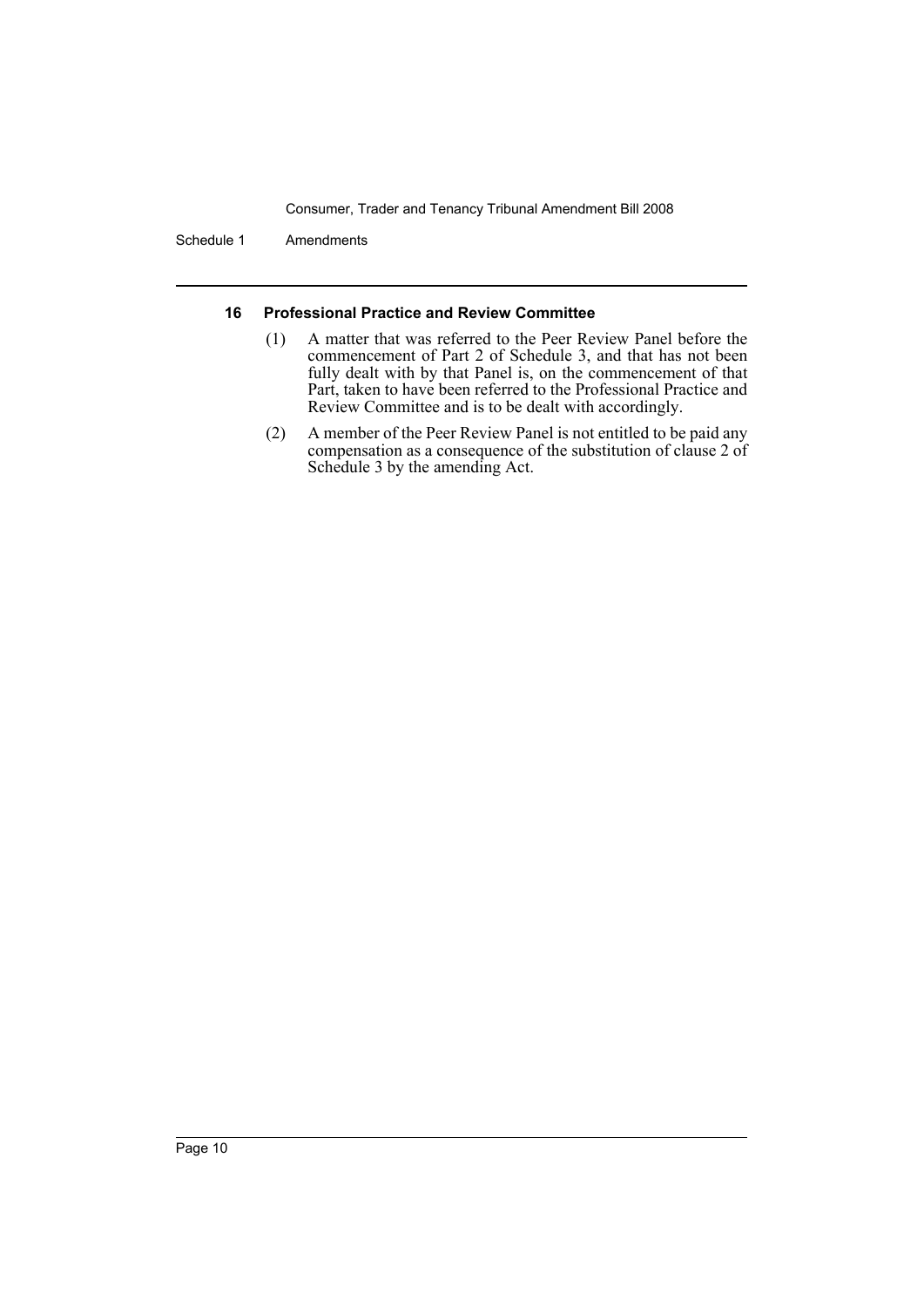### 16 Professional Practice and Review Committee

(1) A matter that was referred to the Peer Review Panel before the commencement of Part 2 of Schedule 3, and that has not been fully dealt with by that Panel is, on the commencement of that Part, taken to have been referred to the Professional Practice and Review Committee and is to be dealt with accordingly.

(2) A member of the Peer Review Panel is not entitled to be paid any compensation as a consequence of the substitution of clause 2 of Schedule 3 by the amending Act.